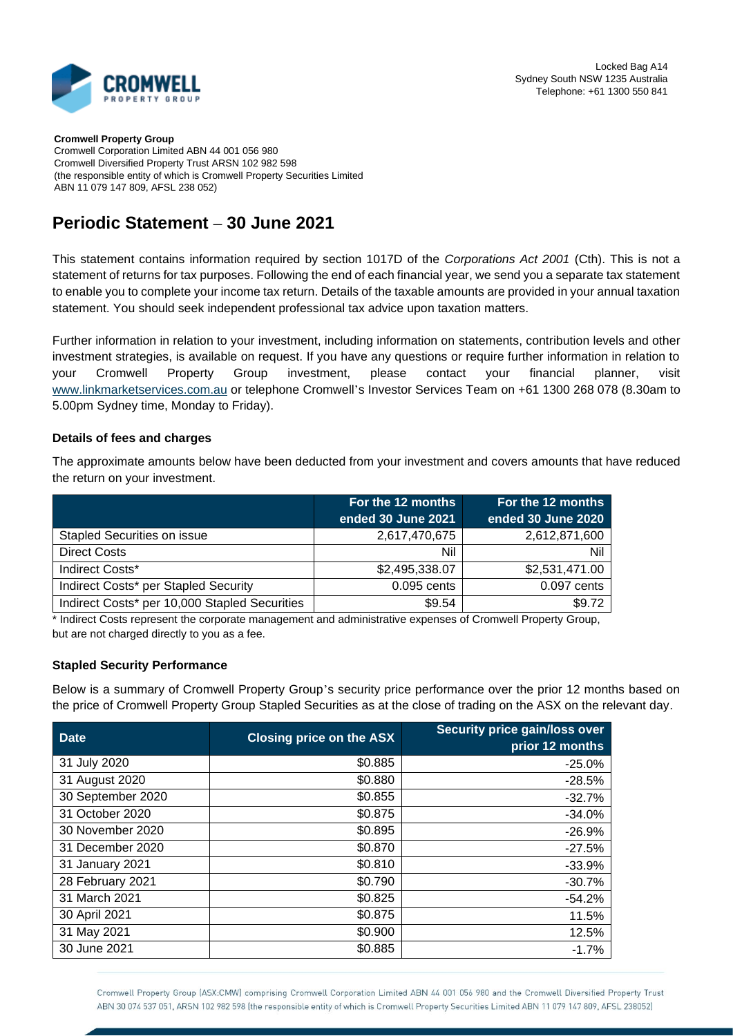Locked Bag A14
Sydney South NSW 1235 Australia
Telephone: +61 1300 550 841

**Cromwell Property Group**
Cromwell Corporation Limited ABN 44 001 056 980
Cromwell Diversified Property Trust ARSN 102 982 598
(the responsible entity of which is Cromwell Property Securities Limited
ABN 11 079 147 809, AFSL 238 052)

# Periodic Statement – 30 June 2021

This statement contains information required by section 1017D of the *Corporations Act 2001* (Cth). This is not a statement of returns for tax purposes. Following the end of each financial year, we send you a separate tax statement to enable you to complete your income tax return. Details of the taxable amounts are provided in your annual taxation statement. You should seek independent professional tax advice upon taxation matters.

Further information in relation to your investment, including information on statements, contribution levels and other investment strategies, is available on request. If you have any questions or require further information in relation to your Cromwell Property Group investment, please contact your financial planner, visit www.linkmarketservices.com.au or telephone Cromwell's Investor Services Team on +61 1300 268 078 (8.30am to 5.00pm Sydney time, Monday to Friday).

### Details of fees and charges

The approximate amounts below have been deducted from your investment and covers amounts that have reduced the return on your investment.

| | For the 12 months ended 30 June 2021 | For the 12 months ended 30 June 2020 |
|---|---|---|
| Stapled Securities on issue | 2,617,470,675 | 2,612,871,600 |
| Direct Costs | Nil | Nil |
| Indirect Costs* | $2,495,338.07 | $2,531,471.00 |
| Indirect Costs* per Stapled Security | 0.095 cents | 0.097 cents |
| Indirect Costs* per 10,000 Stapled Securities | $9.54 | $9.72 |

\* Indirect Costs represent the corporate management and administrative expenses of Cromwell Property Group, but are not charged directly to you as a fee.

### Stapled Security Performance

Below is a summary of Cromwell Property Group's security price performance over the prior 12 months based on the price of Cromwell Property Group Stapled Securities as at the close of trading on the ASX on the relevant day.

| Date | Closing price on the ASX | Security price gain/loss over prior 12 months |
|---|---|---|
| 31 July 2020 | $0.885 | -25.0% |
| 31 August 2020 | $0.880 | -28.5% |
| 30 September 2020 | $0.855 | -32.7% |
| 31 October 2020 | $0.875 | -34.0% |
| 30 November 2020 | $0.895 | -26.9% |
| 31 December 2020 | $0.870 | -27.5% |
| 31 January 2021 | $0.810 | -33.9% |
| 28 February 2021 | $0.790 | -30.7% |
| 31 March 2021 | $0.825 | -54.2% |
| 30 April 2021 | $0.875 | 11.5% |
| 31 May 2021 | $0.900 | 12.5% |
| 30 June 2021 | $0.885 | -1.7% |

Cromwell Property Group (ASX:CMW) comprising Cromwell Corporation Limited ABN 44 001 056 980 and the Cromwell Diversified Property Trust ABN 30 074 537 051, ARSN 102 982 598 (the responsible entity of which is Cromwell Property Securities Limited ABN 11 079 147 809, AFSL 238052)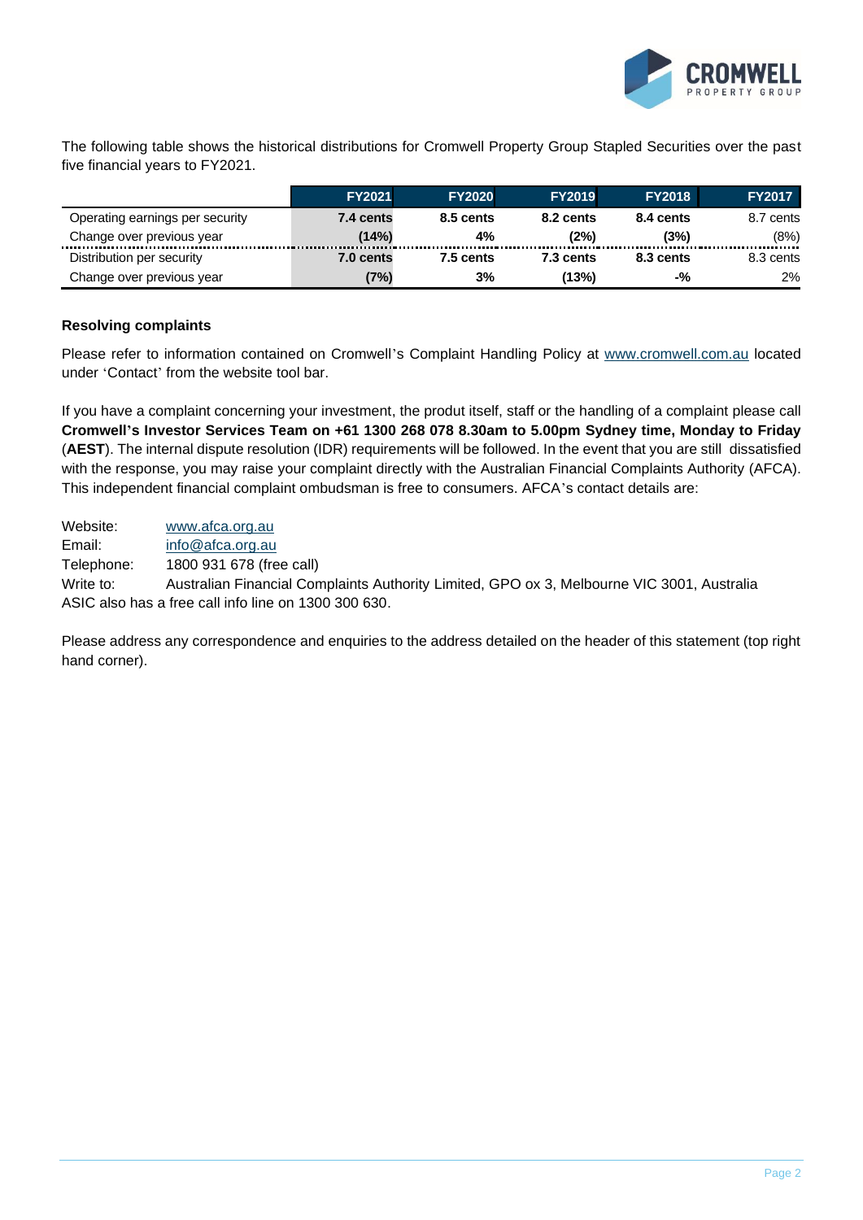The following table shows the historical distributions for Cromwell Property Group Stapled Securities over the past five financial years to FY2021.

| | FY2021 | FY2020 | FY2019 | FY2018 | FY2017 |
|---|---|---|---|---|---|
| Operating earnings per security | **7.4 cents** | **8.5 cents** | **8.2 cents** | **8.4 cents** | 8.7 cents |
| Change over previous year | **(14%)** | **4%** | **(2%)** | **(3%)** | (8%) |
| Distribution per security | **7.0 cents** | **7.5 cents** | **7.3 cents** | **8.3 cents** | 8.3 cents |
| Change over previous year | **(7%)** | **3%** | **(13%)** | **-%** | 2% |

**Resolving complaints**

Please refer to information contained on Cromwell's Complaint Handling Policy at www.cromwell.com.au located under 'Contact' from the website tool bar.

If you have a complaint concerning your investment, the produt itself, staff or the handling of a complaint please call **Cromwell's Investor Services Team on +61 1300 268 078 8.30am to 5.00pm Sydney time, Monday to Friday** (**AEST**). The internal dispute resolution (IDR) requirements will be followed. In the event that you are still dissatisfied with the response, you may raise your complaint directly with the Australian Financial Complaints Authority (AFCA). This independent financial complaint ombudsman is free to consumers. AFCA's contact details are:

Website: www.afca.org.au
Email: info@afca.org.au
Telephone: 1800 931 678 (free call)
Write to: Australian Financial Complaints Authority Limited, GPO ox 3, Melbourne VIC 3001, Australia
ASIC also has a free call info line on 1300 300 630.

Please address any correspondence and enquiries to the address detailed on the header of this statement (top right hand corner).